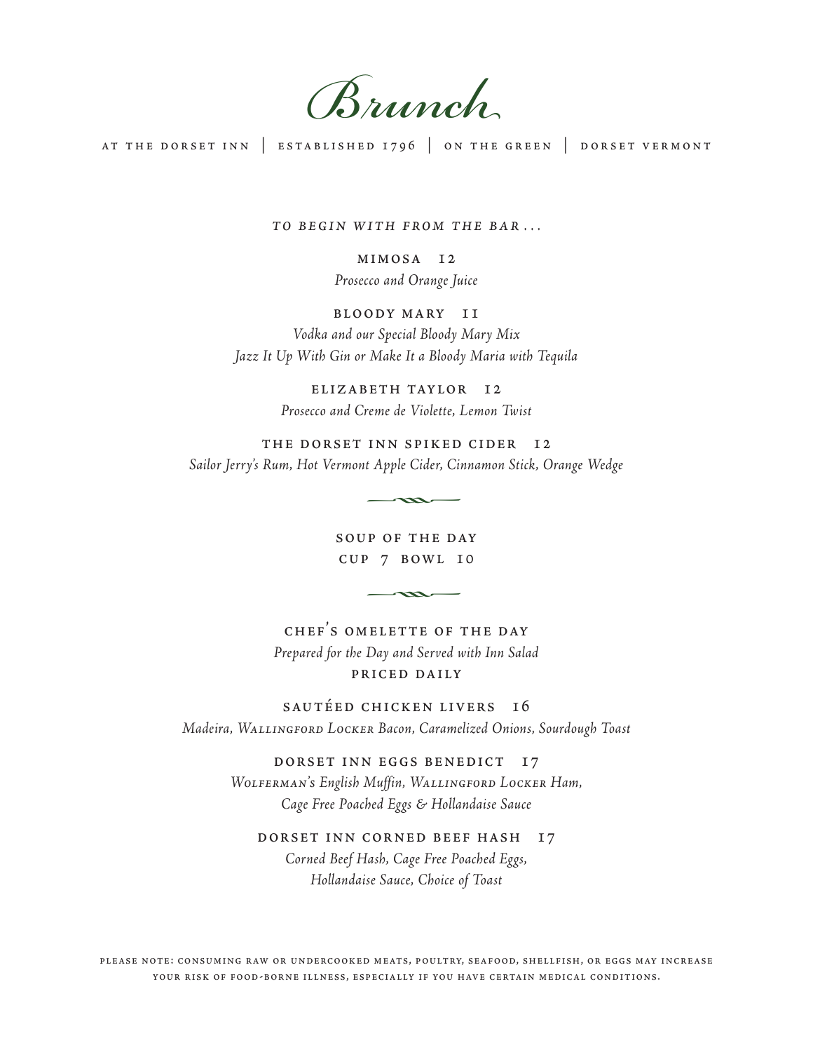# Brunch

AT THE DORSET INN | ESTABLISHED 1796 | ON THE GREEN | DORSET VERMONT

*TO BEGIN WITH FROM THE BAR . . .*

**MIMOSA 12**
*Prosecco and Orange Juice*

**BLOODY MARY 11**
*Vodka and our Special Bloody Mary Mix*
*Jazz It Up With Gin or Make It a Bloody Maria with Tequila*

**ELIZABETH TAYLOR 12**
*Prosecco and Creme de Violette, Lemon Twist*

**THE DORSET INN SPIKED CIDER 12**
*Sailor Jerry's Rum, Hot Vermont Apple Cider, Cinnamon Stick, Orange Wedge*

---

**SOUP OF THE DAY**
**CUP 7 BOWL 10**

---

**CHEF'S OMELETTE OF THE DAY**
*Prepared for the Day and Served with Inn Salad*
**PRICED DAILY**

**SAUTÉED CHICKEN LIVERS 16**
*Madeira, Wallingford Locker Bacon, Caramelized Onions, Sourdough Toast*

**DORSET INN EGGS BENEDICT 17**
*Wolferman's English Muffin, Wallingford Locker Ham,*
*Cage Free Poached Eggs & Hollandaise Sauce*

**DORSET INN CORNED BEEF HASH 17**
*Corned Beef Hash, Cage Free Poached Eggs,*
*Hollandaise Sauce, Choice of Toast*

PLEASE NOTE: CONSUMING RAW OR UNDERCOOKED MEATS, POULTRY, SEAFOOD, SHELLFISH, OR EGGS MAY INCREASE YOUR RISK OF FOOD-BORNE ILLNESS, ESPECIALLY IF YOU HAVE CERTAIN MEDICAL CONDITIONS.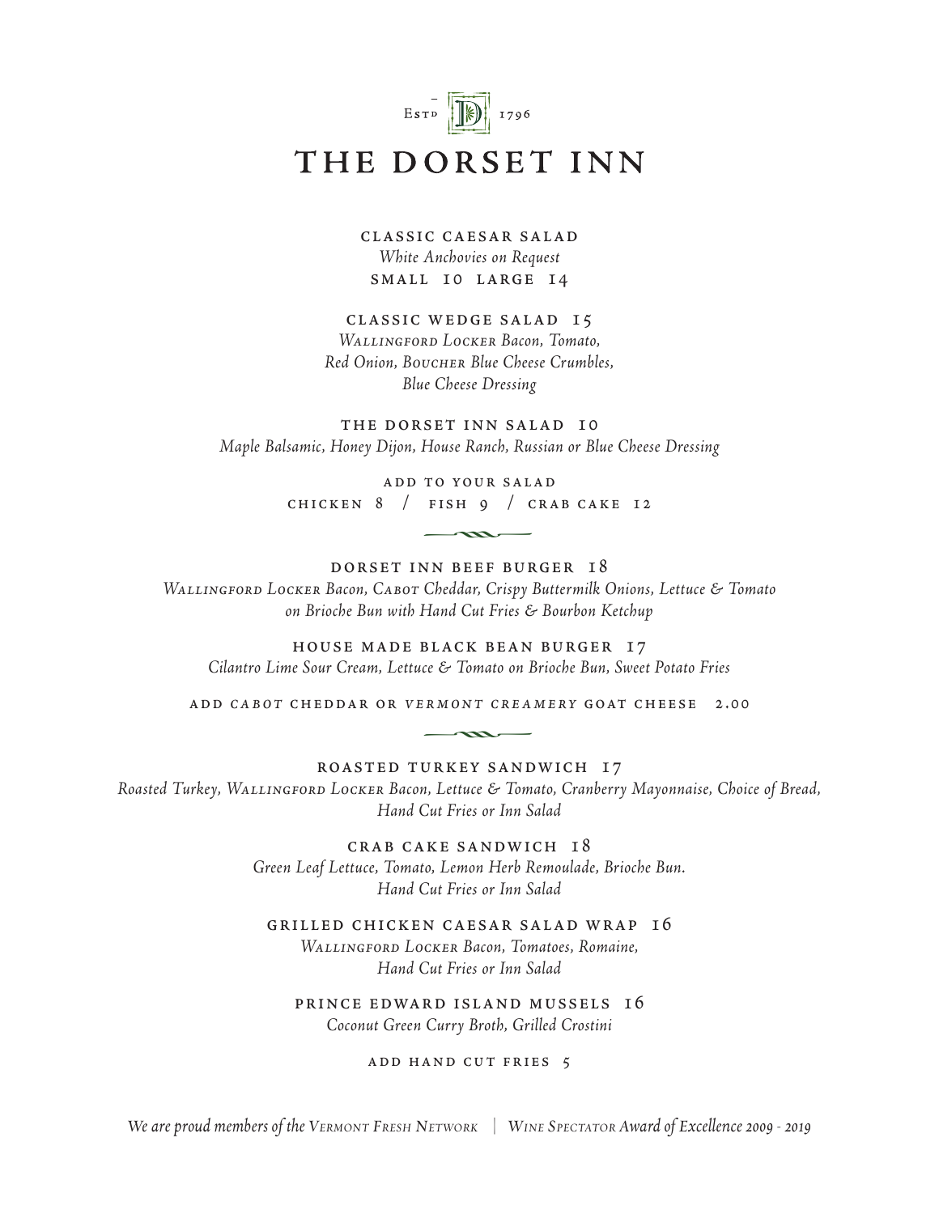Estd 1796

# THE DORSET INN

**CLASSIC CAESAR SALAD**
*White Anchovies on Request*
SMALL 10 LARGE 14

**CLASSIC WEDGE SALAD 15**
*Wallingford Locker Bacon, Tomato, Red Onion, Boucher Blue Cheese Crumbles, Blue Cheese Dressing*

**THE DORSET INN SALAD 10**
*Maple Balsamic, Honey Dijon, House Ranch, Russian or Blue Cheese Dressing*

**ADD TO YOUR SALAD**
CHICKEN 8 / FISH 9 / CRAB CAKE 12

---

**DORSET INN BEEF BURGER 18**
*Wallingford Locker Bacon, Cabot Cheddar, Crispy Buttermilk Onions, Lettuce & Tomato on Brioche Bun with Hand Cut Fries & Bourbon Ketchup*

**HOUSE MADE BLACK BEAN BURGER 17**
*Cilantro Lime Sour Cream, Lettuce & Tomato on Brioche Bun, Sweet Potato Fries*

ADD *CABOT* CHEDDAR OR *VERMONT CREAMERY* GOAT CHEESE 2.00

---

**ROASTED TURKEY SANDWICH 17**
*Roasted Turkey, Wallingford Locker Bacon, Lettuce & Tomato, Cranberry Mayonnaise, Choice of Bread, Hand Cut Fries or Inn Salad*

**CRAB CAKE SANDWICH 18**
*Green Leaf Lettuce, Tomato, Lemon Herb Remoulade, Brioche Bun. Hand Cut Fries or Inn Salad*

**GRILLED CHICKEN CAESAR SALAD WRAP 16**
*Wallingford Locker Bacon, Tomatoes, Romaine, Hand Cut Fries or Inn Salad*

**PRINCE EDWARD ISLAND MUSSELS 16**
*Coconut Green Curry Broth, Grilled Crostini*

ADD HAND CUT FRIES 5

*We are proud members of the Vermont Fresh Network | Wine Spectator Award of Excellence 2009 - 2019*